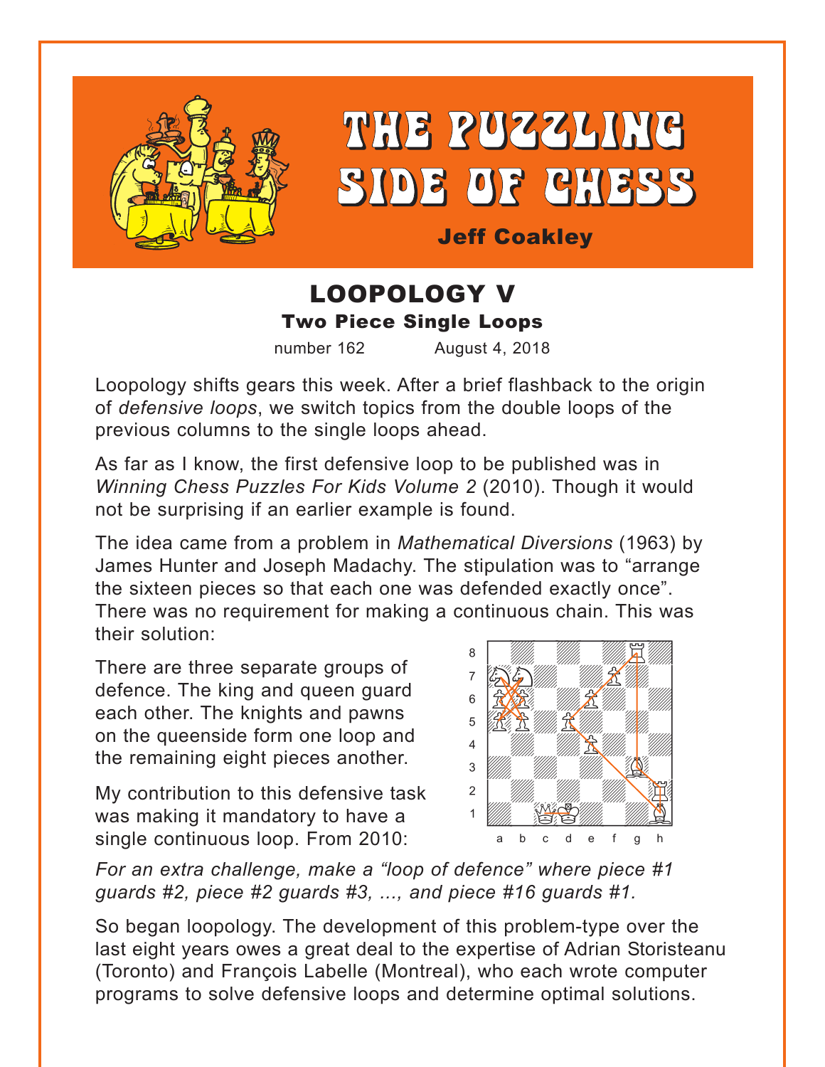# THE PUZZLING SIDE OF CHESS

**Jeff Coakley**

## LOOPOLOGY V

### Two Piece Single Loops

number 162 August 4, 2018

Loopology shifts gears this week. After a brief flashback to the origin of *defensive loops*, we switch topics from the double loops of the previous columns to the single loops ahead.

As far as I know, the first defensive loop to be published was in *Winning Chess Puzzles For Kids Volume 2* (2010). Though it would not be surprising if an earlier example is found.

The idea came from a problem in *Mathematical Diversions* (1963) by James Hunter and Joseph Madachy. The stipulation was to "arrange the sixteen pieces so that each one was defended exactly once". There was no requirement for making a continuous chain. This was their solution:

There are three separate groups of defence. The king and queen guard each other. The knights and pawns on the queenside form one loop and the remaining eight pieces another.

My contribution to this defensive task was making it mandatory to have a single continuous loop. From 2010:

*For an extra challenge, make a "loop of defence" where piece #1 guards #2, piece #2 guards #3, ..., and piece #16 guards #1.*

So began loopology. The development of this problem-type over the last eight years owes a great deal to the expertise of Adrian Storisteanu (Toronto) and François Labelle (Montreal), who each wrote computer programs to solve defensive loops and determine optimal solutions.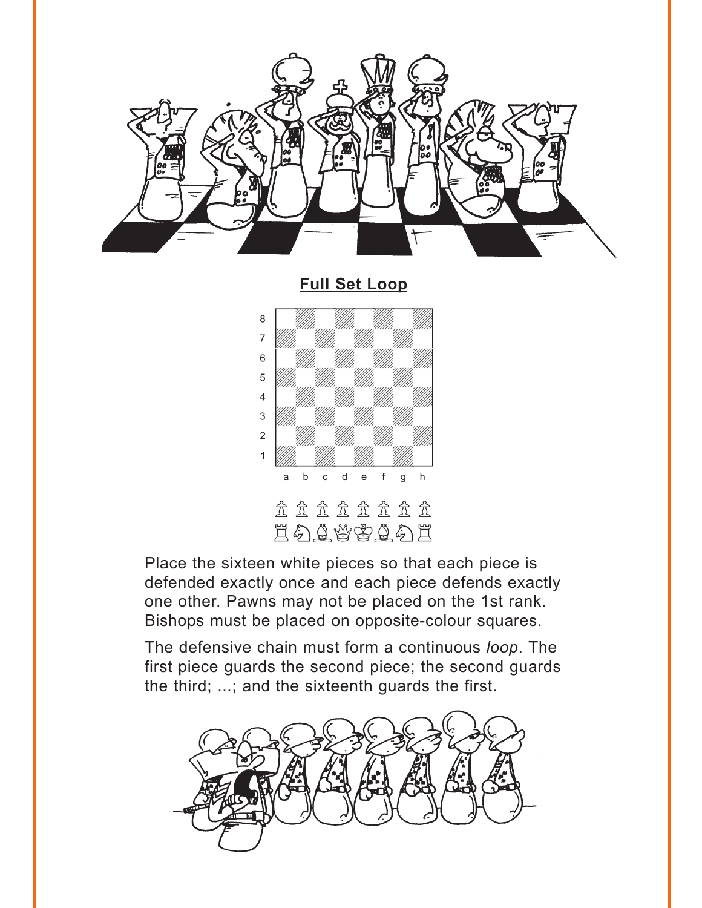## Full Set Loop

♙♙♙♙♙♙♙♙
♖♘♗♕♔♗♘♖

Place the sixteen white pieces so that each piece is defended exactly once and each piece defends exactly one other. Pawns may not be placed on the 1st rank. Bishops must be placed on opposite-colour squares.

The defensive chain must form a continuous *loop*. The first piece guards the second piece; the second guards the third; ...; and the sixteenth guards the first.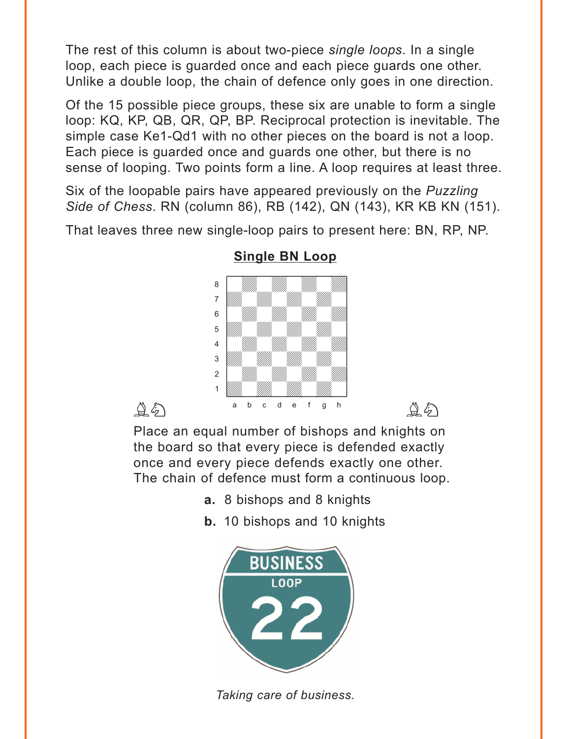The rest of this column is about two-piece *single loops*. In a single loop, each piece is guarded once and each piece guards one other. Unlike a double loop, the chain of defence only goes in one direction.

Of the 15 possible piece groups, these six are unable to form a single loop: KQ, KP, QB, QR, QP, BP. Reciprocal protection is inevitable. The simple case Ke1-Qd1 with no other pieces on the board is not a loop. Each piece is guarded once and guards one other, but there is no sense of looping. Two points form a line. A loop requires at least three.

Six of the loopable pairs have appeared previously on the *Puzzling Side of Chess*. RN (column 86), RB (142), QN (143), KR KB KN (151).

That leaves three new single-loop pairs to present here: BN, RP, NP.

## Single BN Loop

Place an equal number of bishops and knights on the board so that every piece is defended exactly once and every piece defends exactly one other. The chain of defence must form a continuous loop.

**a.** 8 bishops and 8 knights

**b.** 10 bishops and 10 knights

*Taking care of business.*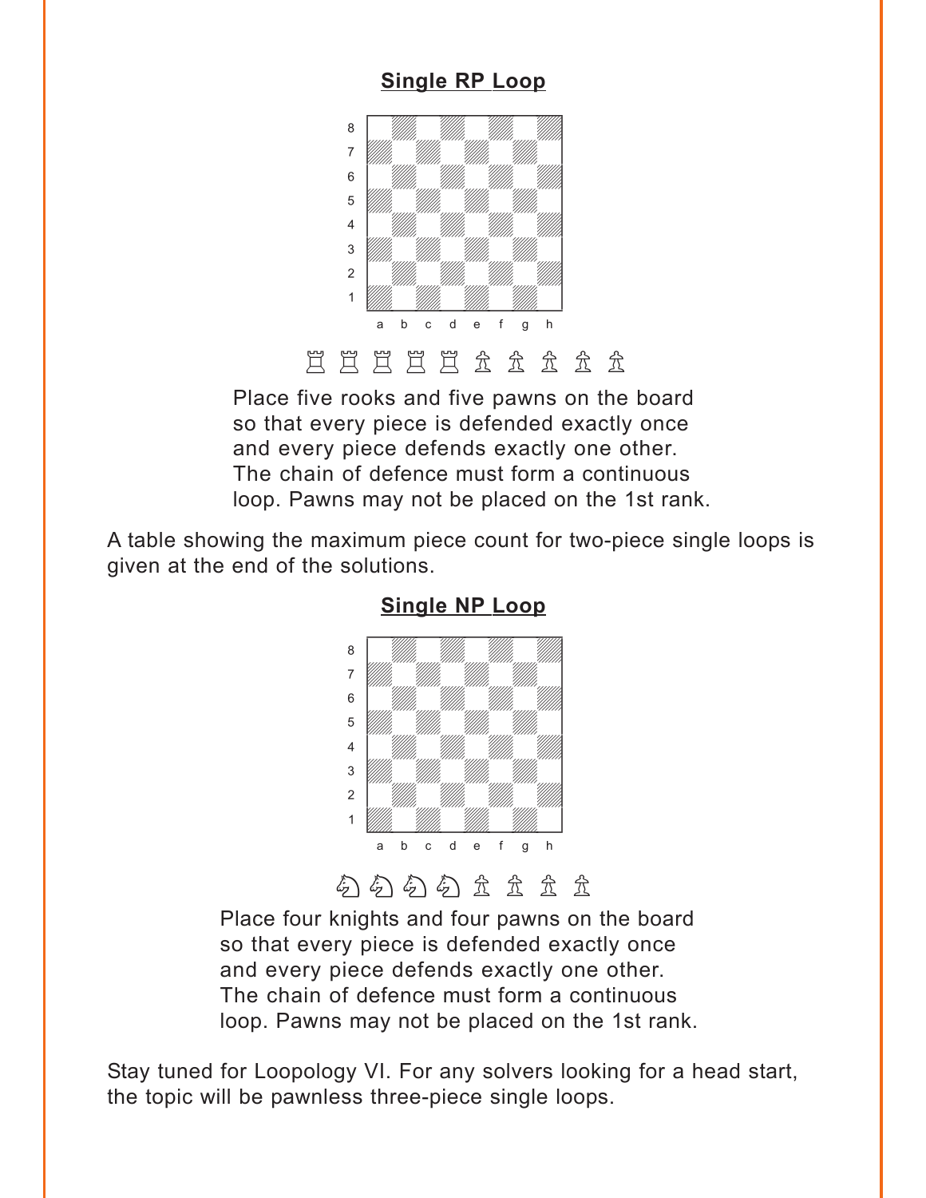**Single RP Loop**

♖ ♖ ♖ ♖ ♖ ♙ ♙ ♙ ♙ ♙

Place five rooks and five pawns on the board so that every piece is defended exactly once and every piece defends exactly one other. The chain of defence must form a continuous loop. Pawns may not be placed on the 1st rank.

A table showing the maximum piece count for two-piece single loops is given at the end of the solutions.

**Single NP Loop**

♘ ♘ ♘ ♘ ♙ ♙ ♙ ♙

Place four knights and four pawns on the board so that every piece is defended exactly once and every piece defends exactly one other. The chain of defence must form a continuous loop. Pawns may not be placed on the 1st rank.

Stay tuned for Loopology VI. For any solvers looking for a head start, the topic will be pawnless three-piece single loops.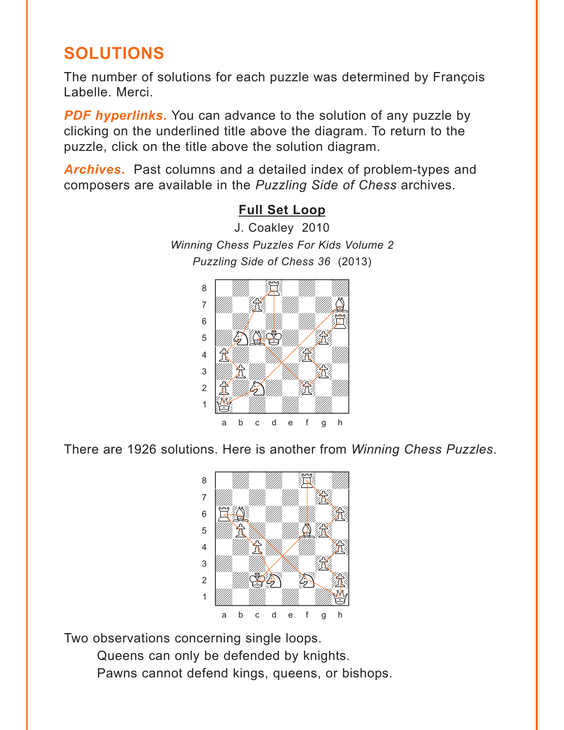## SOLUTIONS

The number of solutions for each puzzle was determined by François Labelle. Merci.

***PDF hyperlinks.*** You can advance to the solution of any puzzle by clicking on the underlined title above the diagram. To return to the puzzle, click on the title above the solution diagram.

***Archives.*** Past columns and a detailed index of problem-types and composers are available in the *Puzzling Side of Chess* archives.

**Full Set Loop**

J. Coakley 2010

*Winning Chess Puzzles For Kids Volume 2*

*Puzzling Side of Chess 36* (2013)

There are 1926 solutions. Here is another from *Winning Chess Puzzles*.

Two observations concerning single loops.

Queens can only be defended by knights.

Pawns cannot defend kings, queens, or bishops.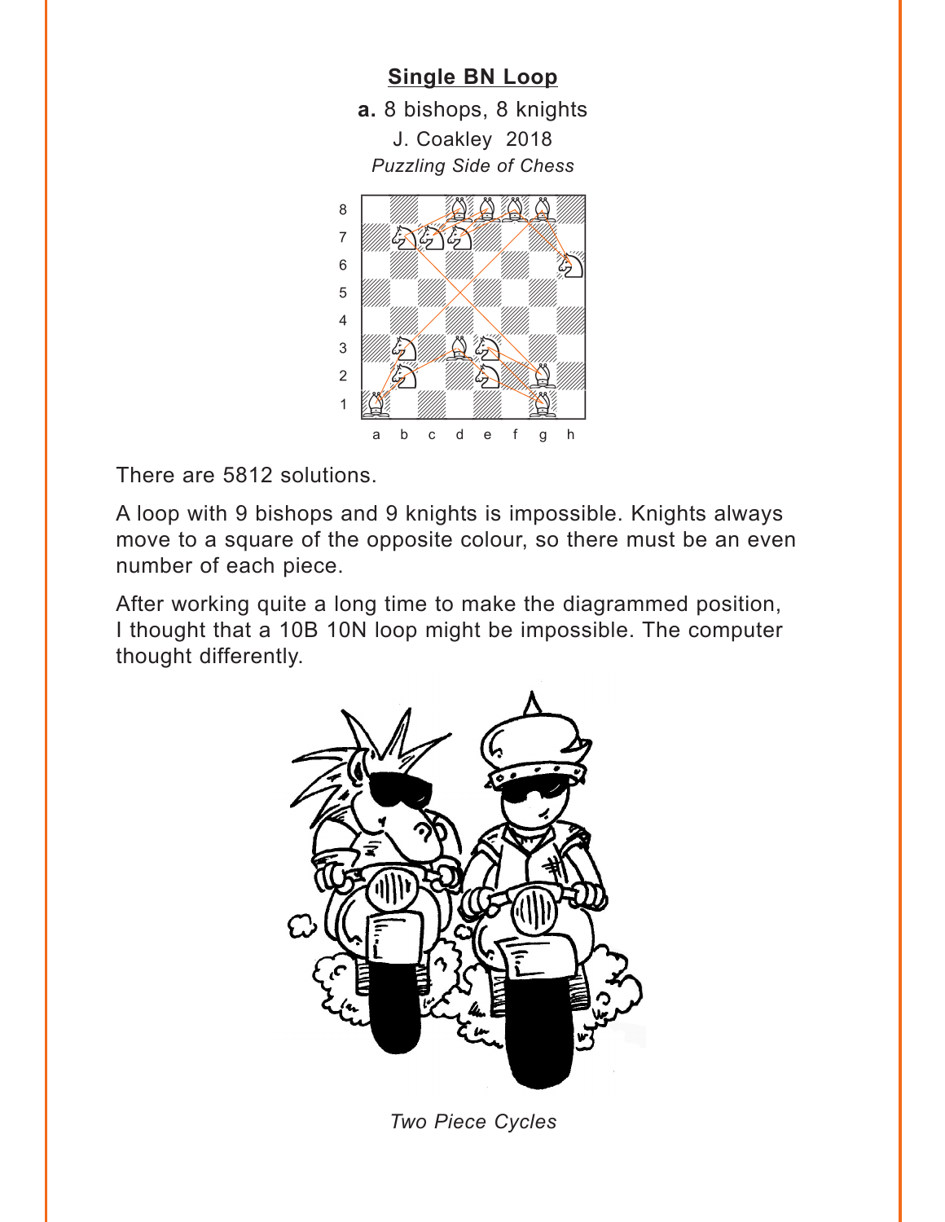## Single BN Loop

**a.** 8 bishops, 8 knights

J. Coakley 2018

*Puzzling Side of Chess*

There are 5812 solutions.

A loop with 9 bishops and 9 knights is impossible. Knights always move to a square of the opposite colour, so there must be an even number of each piece.

After working quite a long time to make the diagrammed position, I thought that a 10B 10N loop might be impossible. The computer thought differently.

*Two Piece Cycles*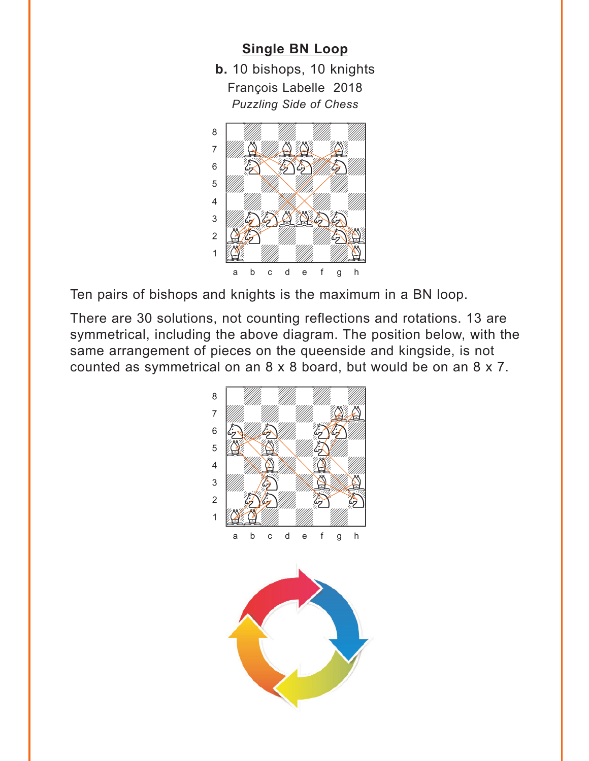## Single BN Loop

**b.** 10 bishops, 10 knights
François Labelle 2018
*Puzzling Side of Chess*

Ten pairs of bishops and knights is the maximum in a BN loop.

There are 30 solutions, not counting reflections and rotations. 13 are symmetrical, including the above diagram. The position below, with the same arrangement of pieces on the queenside and kingside, is not counted as symmetrical on an 8 x 8 board, but would be on an 8 x 7.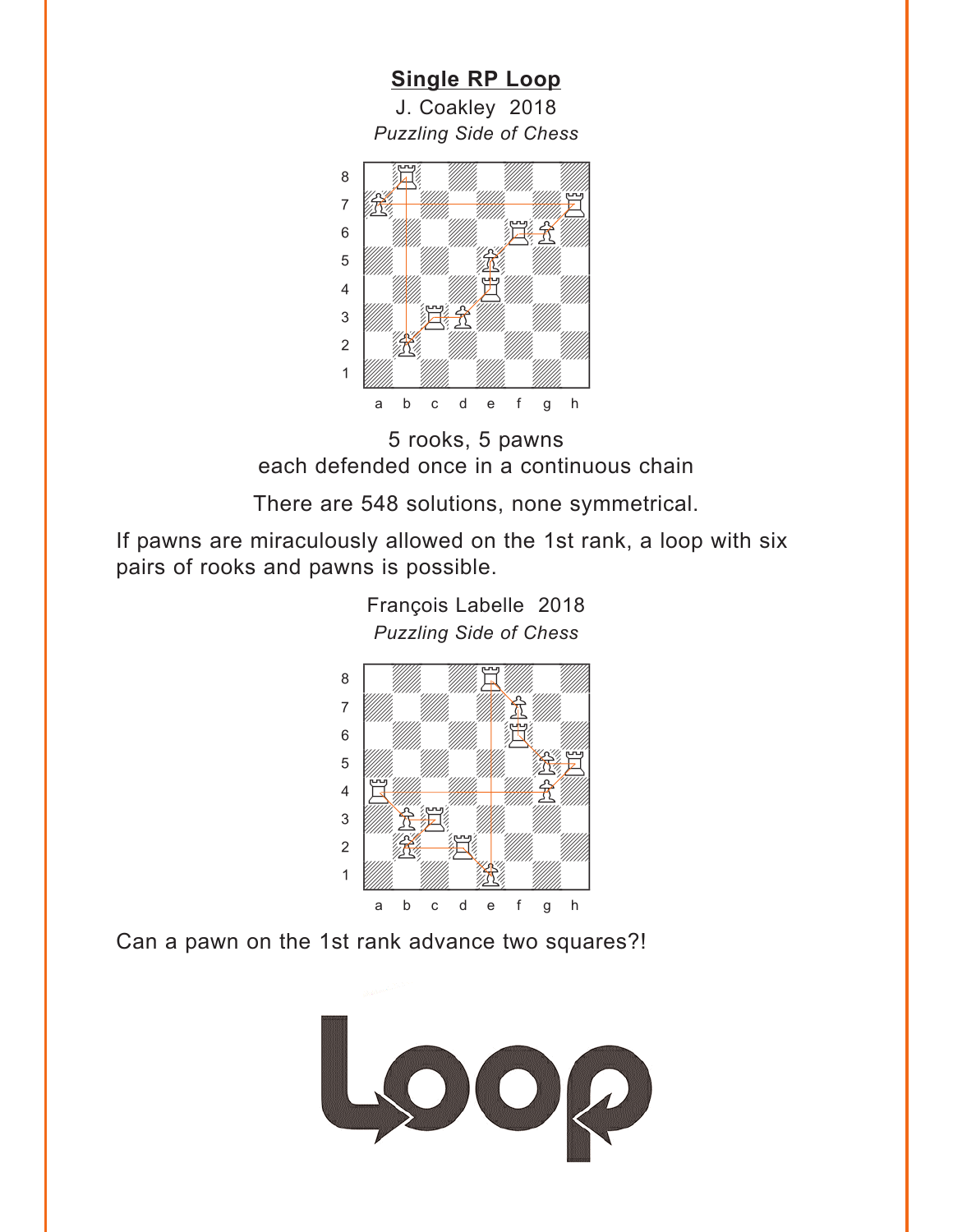## Single RP Loop

J. Coakley 2018

*Puzzling Side of Chess*

5 rooks, 5 pawns
each defended once in a continuous chain

There are 548 solutions, none symmetrical.

If pawns are miraculously allowed on the 1st rank, a loop with six pairs of rooks and pawns is possible.

François Labelle 2018

*Puzzling Side of Chess*

Can a pawn on the 1st rank advance two squares?!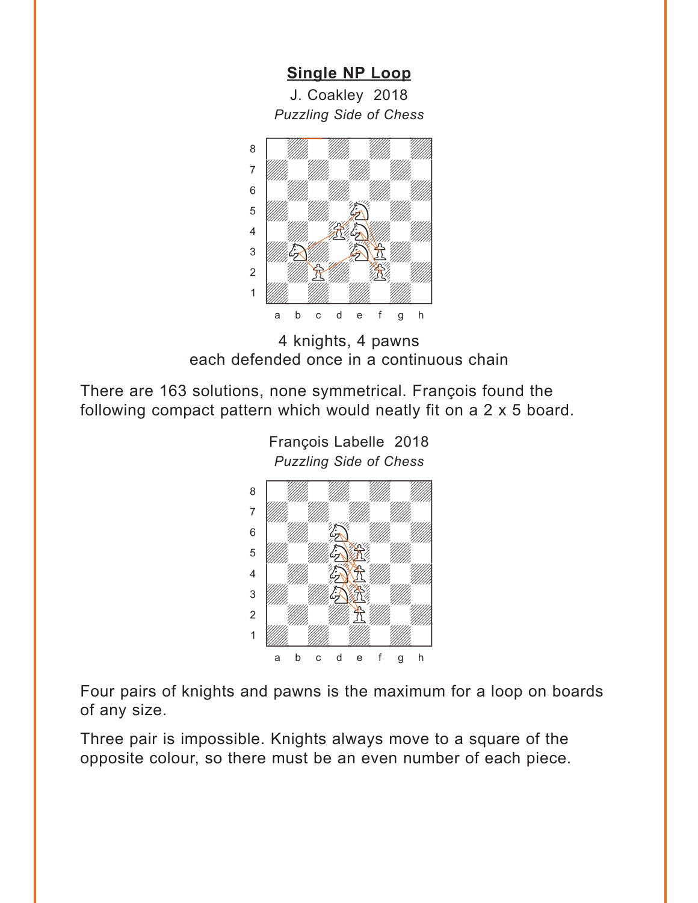## Single NP Loop

J. Coakley 2018

*Puzzling Side of Chess*

4 knights, 4 pawns
each defended once in a continuous chain

There are 163 solutions, none symmetrical. François found the following compact pattern which would neatly fit on a 2 x 5 board.

François Labelle 2018

*Puzzling Side of Chess*

Four pairs of knights and pawns is the maximum for a loop on boards of any size.

Three pair is impossible. Knights always move to a square of the opposite colour, so there must be an even number of each piece.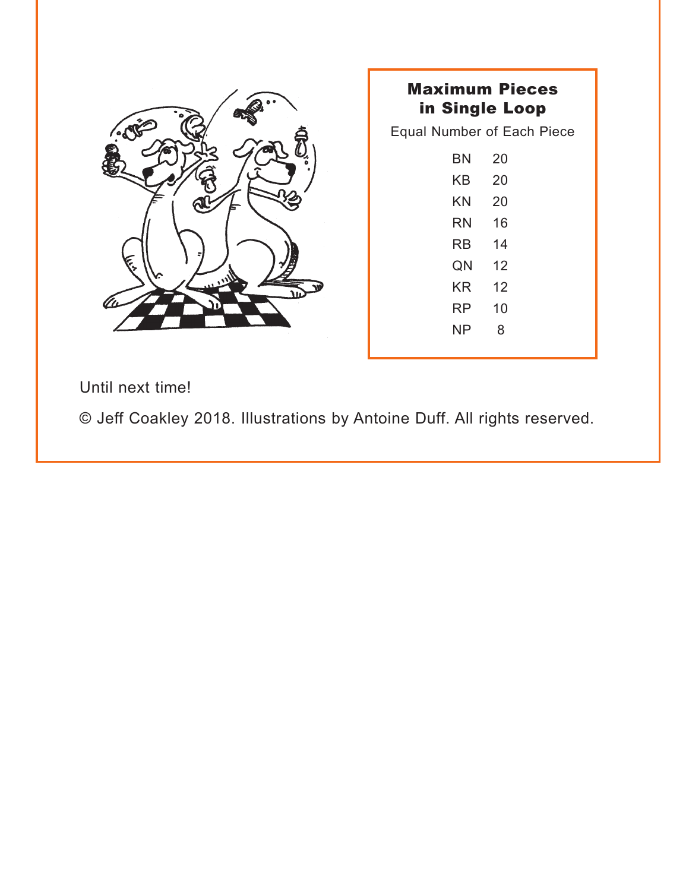### Maximum Pieces in Single Loop

Equal Number of Each Piece

| | |
|---|---|
| BN | 20 |
| KB | 20 |
| KN | 20 |
| RN | 16 |
| RB | 14 |
| QN | 12 |
| KR | 12 |
| RP | 10 |
| NP | 8 |

Until next time!

© Jeff Coakley 2018. Illustrations by Antoine Duff. All rights reserved.